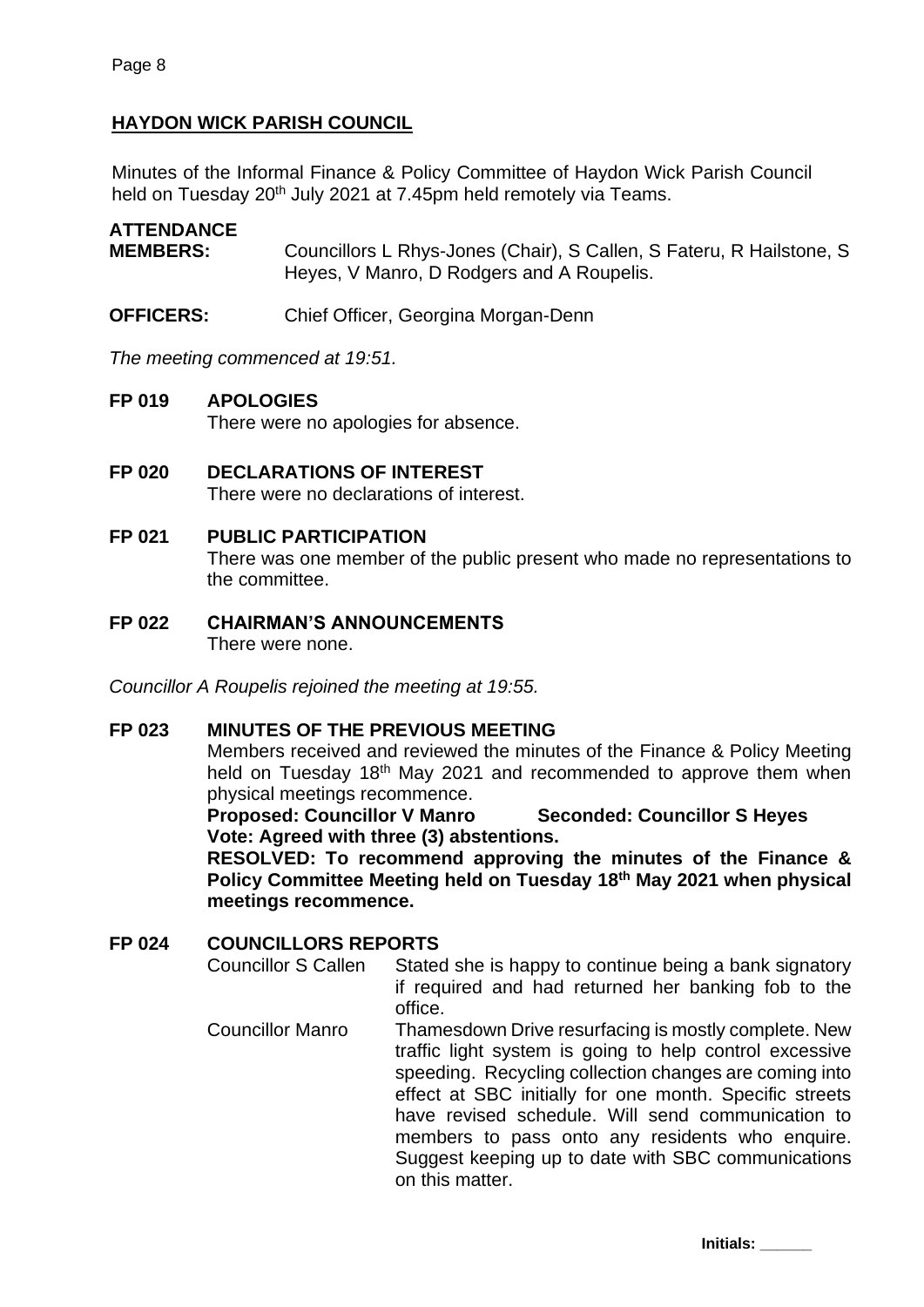## HAYDON WICK PARISH COUNCIL

Minutes of the Informal Finance & Policy Committee of Haydon Wick Parish Council held on Tuesday 20th July 2021 at 7.45pm held remotely via Teams.

**ATTENDANCE**

**MEMBERS:** Councillors L Rhys-Jones (Chair), S Callen, S Fateru, R Hailstone, S Heyes, V Manro, D Rodgers and A Roupelis.

**OFFICERS:** Chief Officer, Georgina Morgan-Denn

*The meeting commenced at 19:51.*

**FP 019 APOLOGIES**

There were no apologies for absence.

**FP 020 DECLARATIONS OF INTEREST**

There were no declarations of interest.

**FP 021 PUBLIC PARTICIPATION**

There was one member of the public present who made no representations to the committee.

**FP 022 CHAIRMAN'S ANNOUNCEMENTS**

There were none.

*Councillor A Roupelis rejoined the meeting at 19:55.*

**FP 023 MINUTES OF THE PREVIOUS MEETING**

Members received and reviewed the minutes of the Finance & Policy Meeting held on Tuesday 18th May 2021 and recommended to approve them when physical meetings recommence.

**Proposed: Councillor V Manro Seconded: Councillor S Heyes**

**Vote: Agreed with three (3) abstentions.**

**RESOLVED: To recommend approving the minutes of the Finance & Policy Committee Meeting held on Tuesday 18th May 2021 when physical meetings recommence.**

**FP 024 COUNCILLORS REPORTS**

Councillor S Callen: Stated she is happy to continue being a bank signatory if required and had returned her banking fob to the office.

Councillor Manro: Thamesdown Drive resurfacing is mostly complete. New traffic light system is going to help control excessive speeding. Recycling collection changes are coming into effect at SBC initially for one month. Specific streets have revised schedule. Will send communication to members to pass onto any residents who enquire. Suggest keeping up to date with SBC communications on this matter.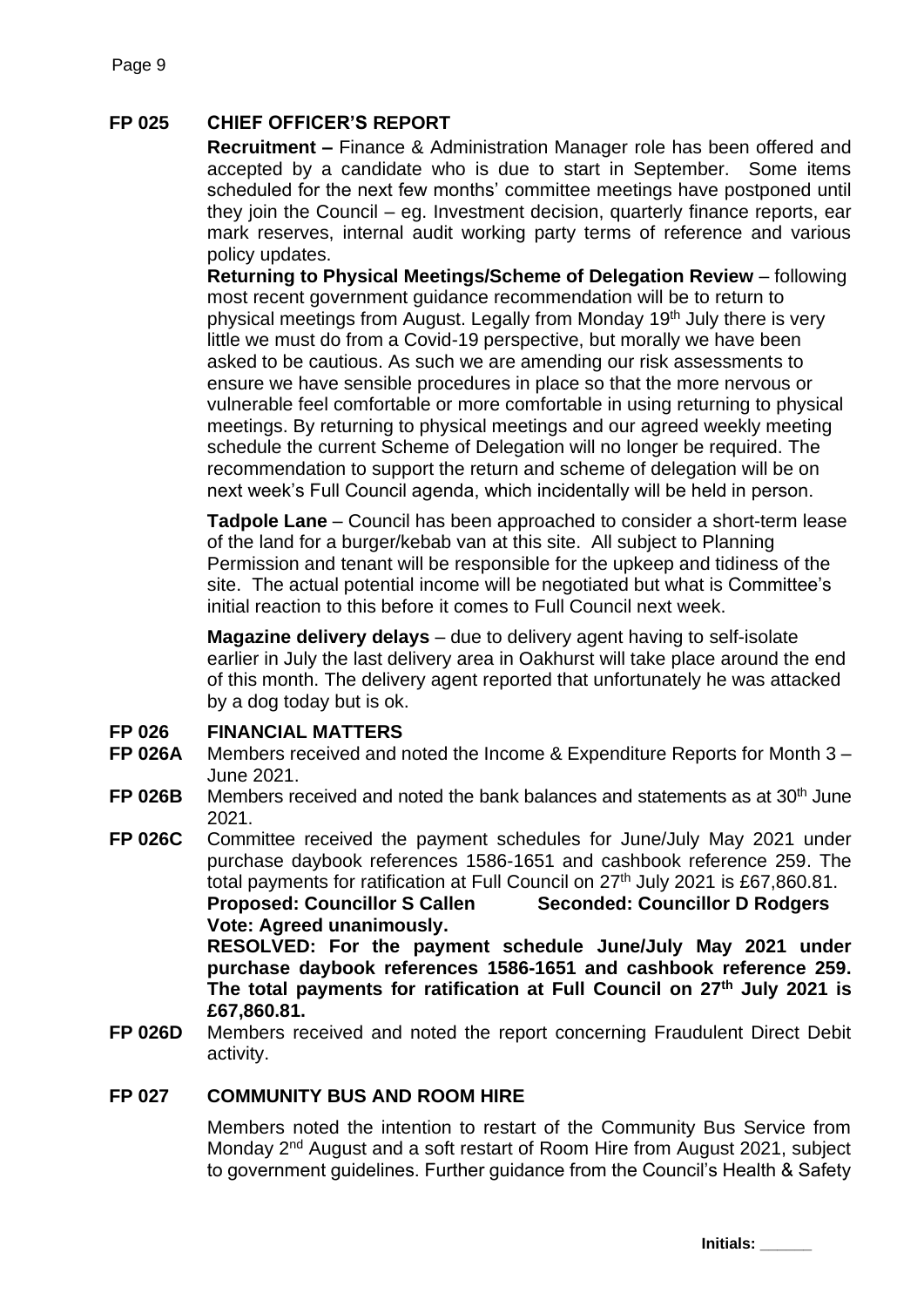**FP 025 CHIEF OFFICER'S REPORT**

**Recruitment –** Finance & Administration Manager role has been offered and accepted by a candidate who is due to start in September. Some items scheduled for the next few months' committee meetings have postponed until they join the Council – eg. Investment decision, quarterly finance reports, ear mark reserves, internal audit working party terms of reference and various policy updates.

**Returning to Physical Meetings/Scheme of Delegation Review** – following most recent government guidance recommendation will be to return to physical meetings from August. Legally from Monday 19th July there is very little we must do from a Covid-19 perspective, but morally we have been asked to be cautious. As such we are amending our risk assessments to ensure we have sensible procedures in place so that the more nervous or vulnerable feel comfortable or more comfortable in using returning to physical meetings. By returning to physical meetings and our agreed weekly meeting schedule the current Scheme of Delegation will no longer be required. The recommendation to support the return and scheme of delegation will be on next week's Full Council agenda, which incidentally will be held in person.

**Tadpole Lane** – Council has been approached to consider a short-term lease of the land for a burger/kebab van at this site. All subject to Planning Permission and tenant will be responsible for the upkeep and tidiness of the site. The actual potential income will be negotiated but what is Committee's initial reaction to this before it comes to Full Council next week.

**Magazine delivery delays** – due to delivery agent having to self-isolate earlier in July the last delivery area in Oakhurst will take place around the end of this month. The delivery agent reported that unfortunately he was attacked by a dog today but is ok.

**FP 026 FINANCIAL MATTERS**

**FP 026A** Members received and noted the Income & Expenditure Reports for Month 3 – June 2021.

**FP 026B** Members received and noted the bank balances and statements as at 30th June 2021.

**FP 026C** Committee received the payment schedules for June/July May 2021 under purchase daybook references 1586-1651 and cashbook reference 259. The total payments for ratification at Full Council on 27th July 2021 is £67,860.81.
**Proposed: Councillor S Callen Seconded: Councillor D Rodgers**
**Vote: Agreed unanimously.**
**RESOLVED: For the payment schedule June/July May 2021 under purchase daybook references 1586-1651 and cashbook reference 259. The total payments for ratification at Full Council on 27th July 2021 is £67,860.81.**

**FP 026D** Members received and noted the report concerning Fraudulent Direct Debit activity.

**FP 027 COMMUNITY BUS AND ROOM HIRE**

Members noted the intention to restart of the Community Bus Service from Monday 2nd August and a soft restart of Room Hire from August 2021, subject to government guidelines. Further guidance from the Council's Health & Safety

Initials: ______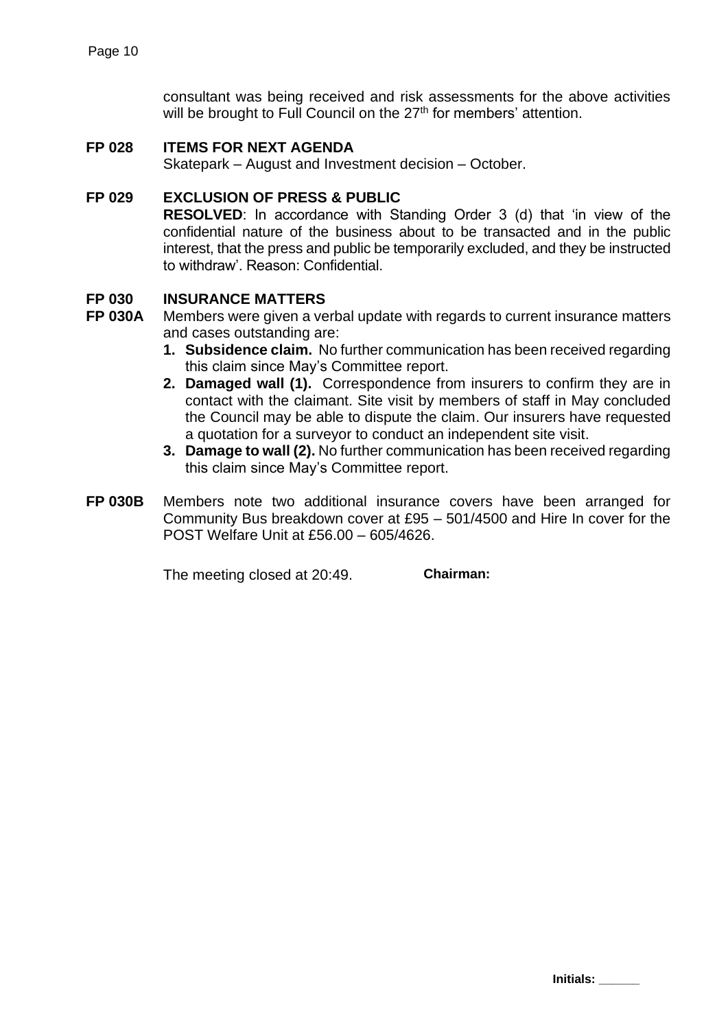consultant was being received and risk assessments for the above activities will be brought to Full Council on the 27th for members' attention.

**FP 028 ITEMS FOR NEXT AGENDA**

Skatepark – August and Investment decision – October.

**FP 029 EXCLUSION OF PRESS & PUBLIC**

**RESOLVED**: In accordance with Standing Order 3 (d) that 'in view of the confidential nature of the business about to be transacted and in the public interest, that the press and public be temporarily excluded, and they be instructed to withdraw'. Reason: Confidential.

**FP 030 INSURANCE MATTERS**

**FP 030A** Members were given a verbal update with regards to current insurance matters and cases outstanding are:

1. **Subsidence claim.** No further communication has been received regarding this claim since May's Committee report.
2. **Damaged wall (1).** Correspondence from insurers to confirm they are in contact with the claimant. Site visit by members of staff in May concluded the Council may be able to dispute the claim. Our insurers have requested a quotation for a surveyor to conduct an independent site visit.
3. **Damage to wall (2).** No further communication has been received regarding this claim since May's Committee report.

**FP 030B** Members note two additional insurance covers have been arranged for Community Bus breakdown cover at £95 – 501/4500 and Hire In cover for the POST Welfare Unit at £56.00 – 605/4626.

The meeting closed at 20:49. **Chairman:**

**Initials: \_\_\_\_\_\_**